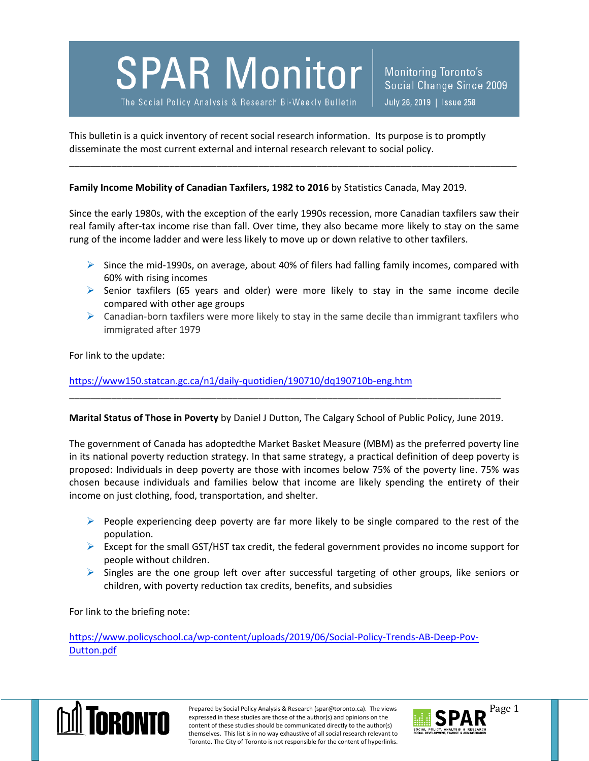# SPAR Monitor

The Social Policy Analysis & Research Bi-Weekly Bulletin

Monitoring Toronto's Social Change Since 2009

July 26, 2019 | Issue 258

This bulletin is a quick inventory of recent social research information. Its purpose is to promptly disseminate the most current external and internal research relevant to social policy.

---

**Family Income Mobility of Canadian Taxfilers, 1982 to 2016** by Statistics Canada, May 2019.

Since the early 1980s, with the exception of the early 1990s recession, more Canadian taxfilers saw their real family after-tax income rise than fall. Over time, they also became more likely to stay on the same rung of the income ladder and were less likely to move up or down relative to other taxfilers.

- Since the mid-1990s, on average, about 40% of filers had falling family incomes, compared with 60% with rising incomes
- Senior taxfilers (65 years and older) were more likely to stay in the same income decile compared with other age groups
- Canadian-born taxfilers were more likely to stay in the same decile than immigrant taxfilers who immigrated after 1979

For link to the update:

https://www150.statcan.gc.ca/n1/daily-quotidien/190710/dq190710b-eng.htm

---

**Marital Status of Those in Poverty** by Daniel J Dutton, The Calgary School of Public Policy, June 2019.

The government of Canada has adoptedthe Market Basket Measure (MBM) as the preferred poverty line in its national poverty reduction strategy. In that same strategy, a practical definition of deep poverty is proposed: Individuals in deep poverty are those with incomes below 75% of the poverty line. 75% was chosen because individuals and families below that income are likely spending the entirety of their income on just clothing, food, transportation, and shelter.

- People experiencing deep poverty are far more likely to be single compared to the rest of the population.
- Except for the small GST/HST tax credit, the federal government provides no income support for people without children.
- Singles are the one group left over after successful targeting of other groups, like seniors or children, with poverty reduction tax credits, benefits, and subsidies

For link to the briefing note:

https://www.policyschool.ca/wp-content/uploads/2019/06/Social-Policy-Trends-AB-Deep-Pov-Dutton.pdf

Prepared by Social Policy Analysis & Research (spar@toronto.ca). The views expressed in these studies are those of the author(s) and opinions on the content of these studies should be communicated directly to the author(s) themselves. This list is in no way exhaustive of all social research relevant to Toronto. The City of Toronto is not responsible for the content of hyperlinks.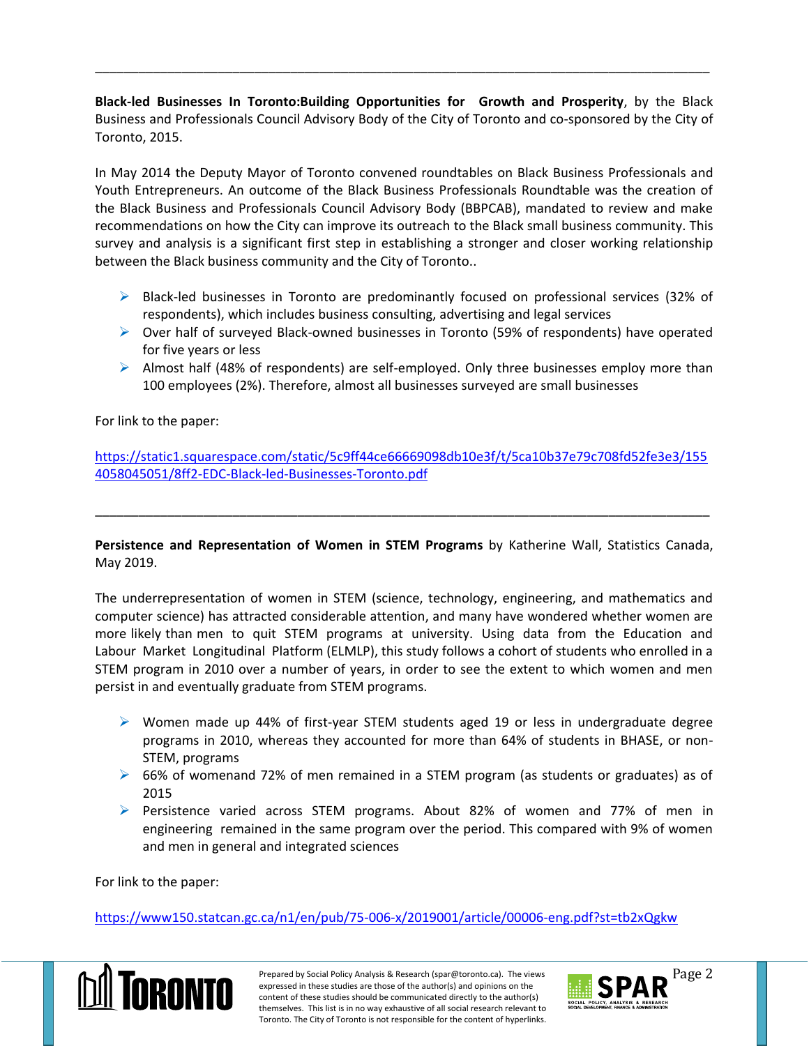---

**Black-led Businesses In Toronto:Building Opportunities for Growth and Prosperity**, by the Black Business and Professionals Council Advisory Body of the City of Toronto and co-sponsored by the City of Toronto, 2015.

In May 2014 the Deputy Mayor of Toronto convened roundtables on Black Business Professionals and Youth Entrepreneurs. An outcome of the Black Business Professionals Roundtable was the creation of the Black Business and Professionals Council Advisory Body (BBPCAB), mandated to review and make recommendations on how the City can improve its outreach to the Black small business community. This survey and analysis is a significant first step in establishing a stronger and closer working relationship between the Black business community and the City of Toronto..

- Black-led businesses in Toronto are predominantly focused on professional services (32% of respondents), which includes business consulting, advertising and legal services
- Over half of surveyed Black-owned businesses in Toronto (59% of respondents) have operated for five years or less
- Almost half (48% of respondents) are self-employed. Only three businesses employ more than 100 employees (2%). Therefore, almost all businesses surveyed are small businesses

For link to the paper:

https://static1.squarespace.com/static/5c9ff44ce66669098db10e3f/t/5ca10b37e79c708fd52fe3e3/1554058045051/8ff2-EDC-Black-led-Businesses-Toronto.pdf

---

**Persistence and Representation of Women in STEM Programs** by Katherine Wall, Statistics Canada, May 2019.

The underrepresentation of women in STEM (science, technology, engineering, and mathematics and computer science) has attracted considerable attention, and many have wondered whether women are more likely than men to quit STEM programs at university. Using data from the Education and Labour Market Longitudinal Platform (ELMLP), this study follows a cohort of students who enrolled in a STEM program in 2010 over a number of years, in order to see the extent to which women and men persist in and eventually graduate from STEM programs.

- Women made up 44% of first-year STEM students aged 19 or less in undergraduate degree programs in 2010, whereas they accounted for more than 64% of students in BHASE, or non-STEM, programs
- 66% of womenand 72% of men remained in a STEM program (as students or graduates) as of 2015
- Persistence varied across STEM programs. About 82% of women and 77% of men in engineering remained in the same program over the period. This compared with 9% of women and men in general and integrated sciences

For link to the paper:

https://www150.statcan.gc.ca/n1/en/pub/75-006-x/2019001/article/00006-eng.pdf?st=tb2xQgkw

Prepared by Social Policy Analysis & Research (spar@toronto.ca). The views expressed in these studies are those of the author(s) and opinions on the content of these studies should be communicated directly to the author(s) themselves. This list is in no way exhaustive of all social research relevant to Toronto. The City of Toronto is not responsible for the content of hyperlinks.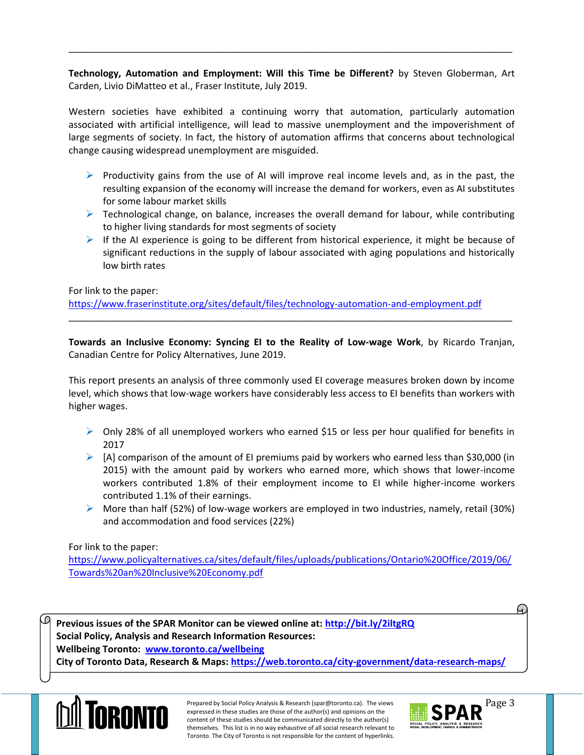---

**Technology, Automation and Employment: Will this Time be Different?** by Steven Globerman, Art Carden, Livio DiMatteo et al., Fraser Institute, July 2019.

Western societies have exhibited a continuing worry that automation, particularly automation associated with artificial intelligence, will lead to massive unemployment and the impoverishment of large segments of society. In fact, the history of automation affirms that concerns about technological change causing widespread unemployment are misguided.

- Productivity gains from the use of AI will improve real income levels and, as in the past, the resulting expansion of the economy will increase the demand for workers, even as AI substitutes for some labour market skills
- Technological change, on balance, increases the overall demand for labour, while contributing to higher living standards for most segments of society
- If the AI experience is going to be different from historical experience, it might be because of significant reductions in the supply of labour associated with aging populations and historically low birth rates

For link to the paper:
https://www.fraserinstitute.org/sites/default/files/technology-automation-and-employment.pdf

---

**Towards an Inclusive Economy: Syncing EI to the Reality of Low-wage Work**, by Ricardo Tranjan, Canadian Centre for Policy Alternatives, June 2019.

This report presents an analysis of three commonly used EI coverage measures broken down by income level, which shows that low-wage workers have considerably less access to EI benefits than workers with higher wages.

- Only 28% of all unemployed workers who earned $15 or less per hour qualified for benefits in 2017
- [A] comparison of the amount of EI premiums paid by workers who earned less than $30,000 (in 2015) with the amount paid by workers who earned more, which shows that lower-income workers contributed 1.8% of their employment income to EI while higher-income workers contributed 1.1% of their earnings.
- More than half (52%) of low-wage workers are employed in two industries, namely, retail (30%) and accommodation and food services (22%)

For link to the paper:
https://www.policyalternatives.ca/sites/default/files/uploads/publications/Ontario%20Office/2019/06/Towards%20an%20Inclusive%20Economy.pdf

**Previous issues of the SPAR Monitor can be viewed online at: http://bit.ly/2iltgRQ**
**Social Policy, Analysis and Research Information Resources:**
**Wellbeing Toronto: www.toronto.ca/wellbeing**
**City of Toronto Data, Research & Maps: https://web.toronto.ca/city-government/data-research-maps/**

Prepared by Social Policy Analysis & Research (spar@toronto.ca). The views expressed in these studies are those of the author(s) and opinions on the content of these studies should be communicated directly to the author(s) themselves. This list is in no way exhaustive of all social research relevant to Toronto. The City of Toronto is not responsible for the content of hyperlinks.